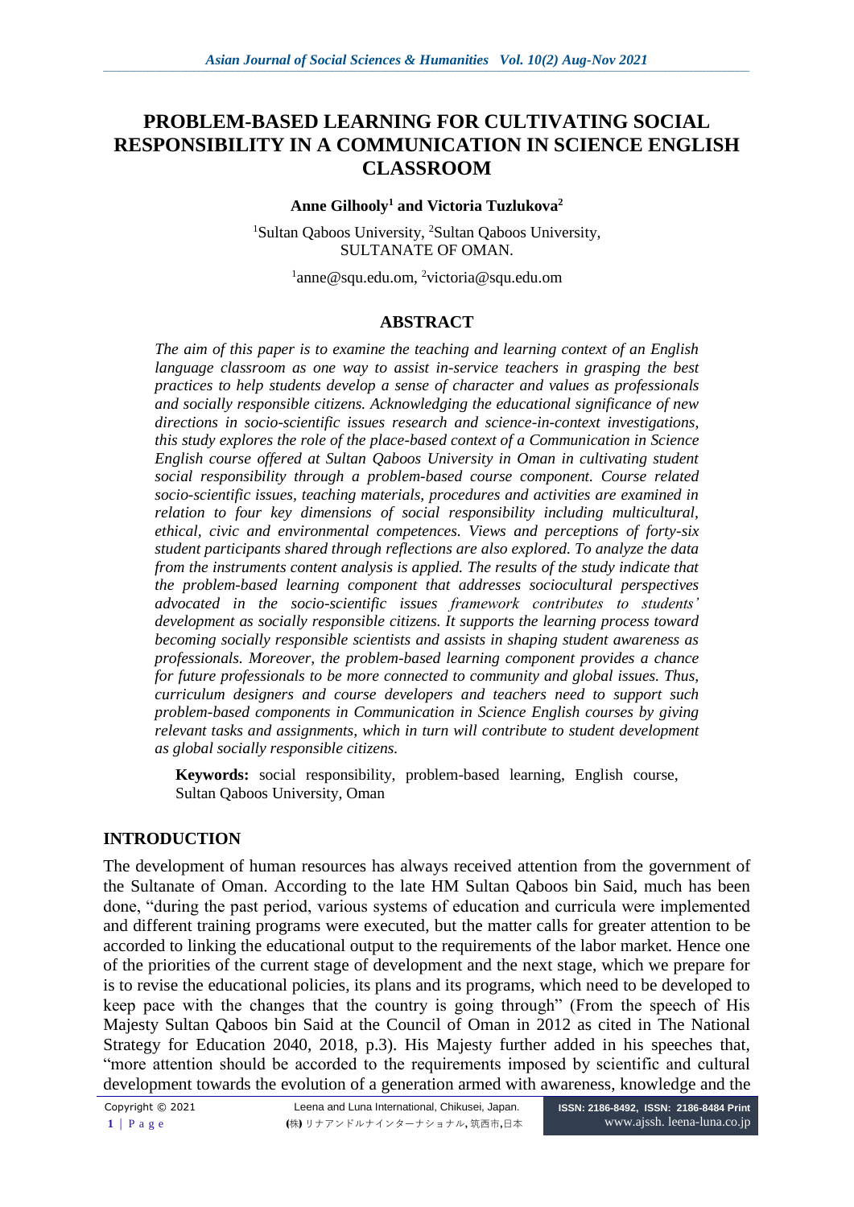# PROBLEM-BASED LEARNING FOR CULTIVATING SOCIAL RESPONSIBILITY IN A COMMUNICATION IN SCIENCE ENGLISH CLASSROOM

**Anne Gilhooly[1] and Victoria Tuzlukova[2]**

[1]Sultan Qaboos University, [2]Sultan Qaboos University, SULTANATE OF OMAN.

[1]anne@squ.edu.om, [2]victoria@squ.edu.om

## ABSTRACT

*The aim of this paper is to examine the teaching and learning context of an English language classroom as one way to assist in-service teachers in grasping the best practices to help students develop a sense of character and values as professionals and socially responsible citizens. Acknowledging the educational significance of new directions in socio-scientific issues research and science-in-context investigations, this study explores the role of the place-based context of a Communication in Science English course offered at Sultan Qaboos University in Oman in cultivating student social responsibility through a problem-based course component. Course related socio-scientific issues, teaching materials, procedures and activities are examined in relation to four key dimensions of social responsibility including multicultural, ethical, civic and environmental competences. Views and perceptions of forty-six student participants shared through reflections are also explored. To analyze the data from the instruments content analysis is applied. The results of the study indicate that the problem-based learning component that addresses sociocultural perspectives advocated in the socio-scientific issues framework contributes to students' development as socially responsible citizens. It supports the learning process toward becoming socially responsible scientists and assists in shaping student awareness as professionals. Moreover, the problem-based learning component provides a chance for future professionals to be more connected to community and global issues. Thus, curriculum designers and course developers and teachers need to support such problem-based components in Communication in Science English courses by giving relevant tasks and assignments, which in turn will contribute to student development as global socially responsible citizens.*

**Keywords:** social responsibility, problem-based learning, English course, Sultan Qaboos University, Oman

## INTRODUCTION

The development of human resources has always received attention from the government of the Sultanate of Oman. According to the late HM Sultan Qaboos bin Said, much has been done, "during the past period, various systems of education and curricula were implemented and different training programs were executed, but the matter calls for greater attention to be accorded to linking the educational output to the requirements of the labor market. Hence one of the priorities of the current stage of development and the next stage, which we prepare for is to revise the educational policies, its plans and its programs, which need to be developed to keep pace with the changes that the country is going through" (From the speech of His Majesty Sultan Qaboos bin Said at the Council of Oman in 2012 as cited in The National Strategy for Education 2040, 2018, p.3). His Majesty further added in his speeches that, "more attention should be accorded to the requirements imposed by scientific and cultural development towards the evolution of a generation armed with awareness, knowledge and the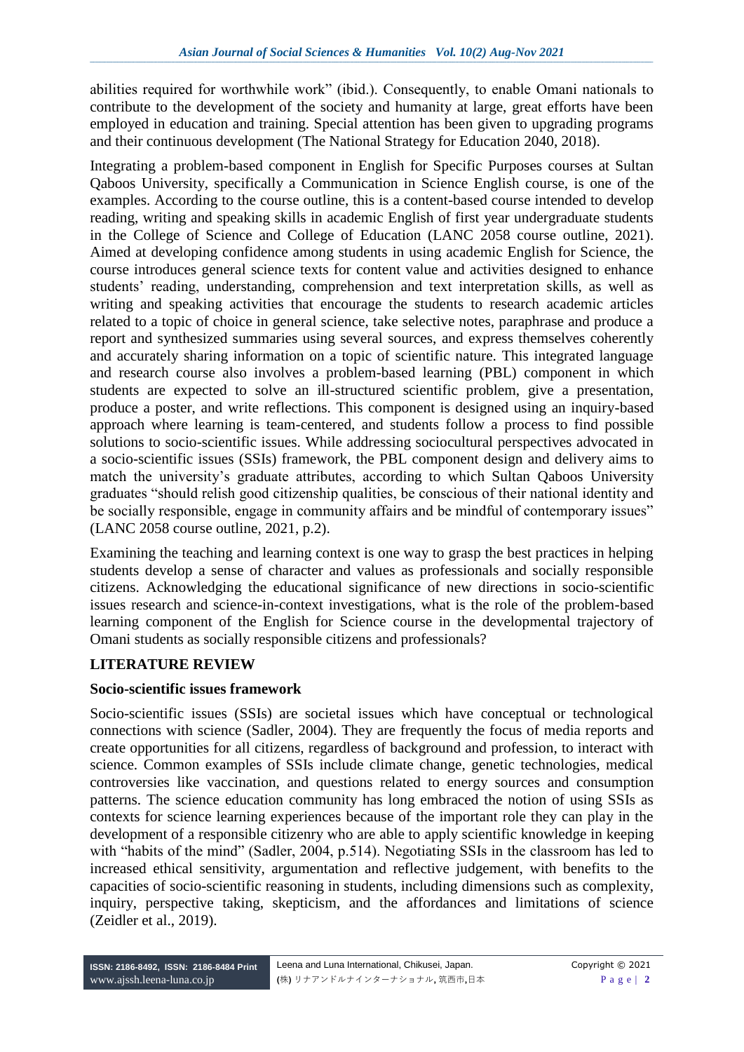abilities required for worthwhile work" (ibid.). Consequently, to enable Omani nationals to contribute to the development of the society and humanity at large, great efforts have been employed in education and training. Special attention has been given to upgrading programs and their continuous development (The National Strategy for Education 2040, 2018).

Integrating a problem-based component in English for Specific Purposes courses at Sultan Qaboos University, specifically a Communication in Science English course, is one of the examples. According to the course outline, this is a content-based course intended to develop reading, writing and speaking skills in academic English of first year undergraduate students in the College of Science and College of Education (LANC 2058 course outline, 2021). Aimed at developing confidence among students in using academic English for Science, the course introduces general science texts for content value and activities designed to enhance students' reading, understanding, comprehension and text interpretation skills, as well as writing and speaking activities that encourage the students to research academic articles related to a topic of choice in general science, take selective notes, paraphrase and produce a report and synthesized summaries using several sources, and express themselves coherently and accurately sharing information on a topic of scientific nature. This integrated language and research course also involves a problem-based learning (PBL) component in which students are expected to solve an ill-structured scientific problem, give a presentation, produce a poster, and write reflections. This component is designed using an inquiry-based approach where learning is team-centered, and students follow a process to find possible solutions to socio-scientific issues. While addressing sociocultural perspectives advocated in a socio-scientific issues (SSIs) framework, the PBL component design and delivery aims to match the university's graduate attributes, according to which Sultan Qaboos University graduates "should relish good citizenship qualities, be conscious of their national identity and be socially responsible, engage in community affairs and be mindful of contemporary issues" (LANC 2058 course outline, 2021, p.2).

Examining the teaching and learning context is one way to grasp the best practices in helping students develop a sense of character and values as professionals and socially responsible citizens. Acknowledging the educational significance of new directions in socio-scientific issues research and science-in-context investigations, what is the role of the problem-based learning component of the English for Science course in the developmental trajectory of Omani students as socially responsible citizens and professionals?

## LITERATURE REVIEW

### Socio-scientific issues framework

Socio-scientific issues (SSIs) are societal issues which have conceptual or technological connections with science (Sadler, 2004). They are frequently the focus of media reports and create opportunities for all citizens, regardless of background and profession, to interact with science. Common examples of SSIs include climate change, genetic technologies, medical controversies like vaccination, and questions related to energy sources and consumption patterns. The science education community has long embraced the notion of using SSIs as contexts for science learning experiences because of the important role they can play in the development of a responsible citizenry who are able to apply scientific knowledge in keeping with "habits of the mind" (Sadler, 2004, p.514). Negotiating SSIs in the classroom has led to increased ethical sensitivity, argumentation and reflective judgement, with benefits to the capacities of socio-scientific reasoning in students, including dimensions such as complexity, inquiry, perspective taking, skepticism, and the affordances and limitations of science (Zeidler et al., 2019).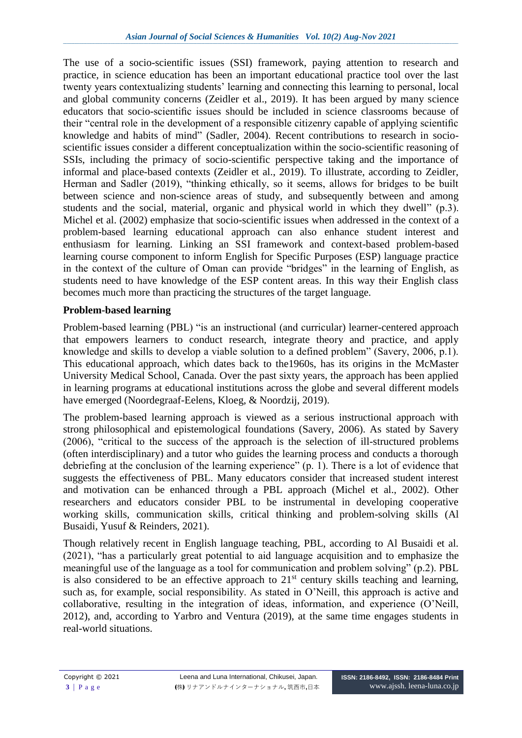The use of a socio-scientific issues (SSI) framework, paying attention to research and practice, in science education has been an important educational practice tool over the last twenty years contextualizing students' learning and connecting this learning to personal, local and global community concerns (Zeidler et al., 2019). It has been argued by many science educators that socio-scientific issues should be included in science classrooms because of their "central role in the development of a responsible citizenry capable of applying scientific knowledge and habits of mind" (Sadler, 2004). Recent contributions to research in socio-scientific issues consider a different conceptualization within the socio-scientific reasoning of SSIs, including the primacy of socio-scientific perspective taking and the importance of informal and place-based contexts (Zeidler et al., 2019). To illustrate, according to Zeidler, Herman and Sadler (2019), "thinking ethically, so it seems, allows for bridges to be built between science and non-science areas of study, and subsequently between and among students and the social, material, organic and physical world in which they dwell" (p.3). Michel et al. (2002) emphasize that socio-scientific issues when addressed in the context of a problem-based learning educational approach can also enhance student interest and enthusiasm for learning. Linking an SSI framework and context-based problem-based learning course component to inform English for Specific Purposes (ESP) language practice in the context of the culture of Oman can provide "bridges" in the learning of English, as students need to have knowledge of the ESP content areas. In this way their English class becomes much more than practicing the structures of the target language.

## Problem-based learning

Problem-based learning (PBL) "is an instructional (and curricular) learner-centered approach that empowers learners to conduct research, integrate theory and practice, and apply knowledge and skills to develop a viable solution to a defined problem" (Savery, 2006, p.1). This educational approach, which dates back to the1960s, has its origins in the McMaster University Medical School, Canada. Over the past sixty years, the approach has been applied in learning programs at educational institutions across the globe and several different models have emerged (Noordegraaf-Eelens, Kloeg, & Noordzij, 2019).

The problem-based learning approach is viewed as a serious instructional approach with strong philosophical and epistemological foundations (Savery, 2006). As stated by Savery (2006), "critical to the success of the approach is the selection of ill-structured problems (often interdisciplinary) and a tutor who guides the learning process and conducts a thorough debriefing at the conclusion of the learning experience" (p. 1). There is a lot of evidence that suggests the effectiveness of PBL. Many educators consider that increased student interest and motivation can be enhanced through a PBL approach (Michel et al., 2002). Other researchers and educators consider PBL to be instrumental in developing cooperative working skills, communication skills, critical thinking and problem-solving skills (Al Busaidi, Yusuf & Reinders, 2021).

Though relatively recent in English language teaching, PBL, according to Al Busaidi et al. (2021), "has a particularly great potential to aid language acquisition and to emphasize the meaningful use of the language as a tool for communication and problem solving" (p.2). PBL is also considered to be an effective approach to 21st century skills teaching and learning, such as, for example, social responsibility. As stated in O'Neill, this approach is active and collaborative, resulting in the integration of ideas, information, and experience (O'Neill, 2012), and, according to Yarbro and Ventura (2019), at the same time engages students in real-world situations.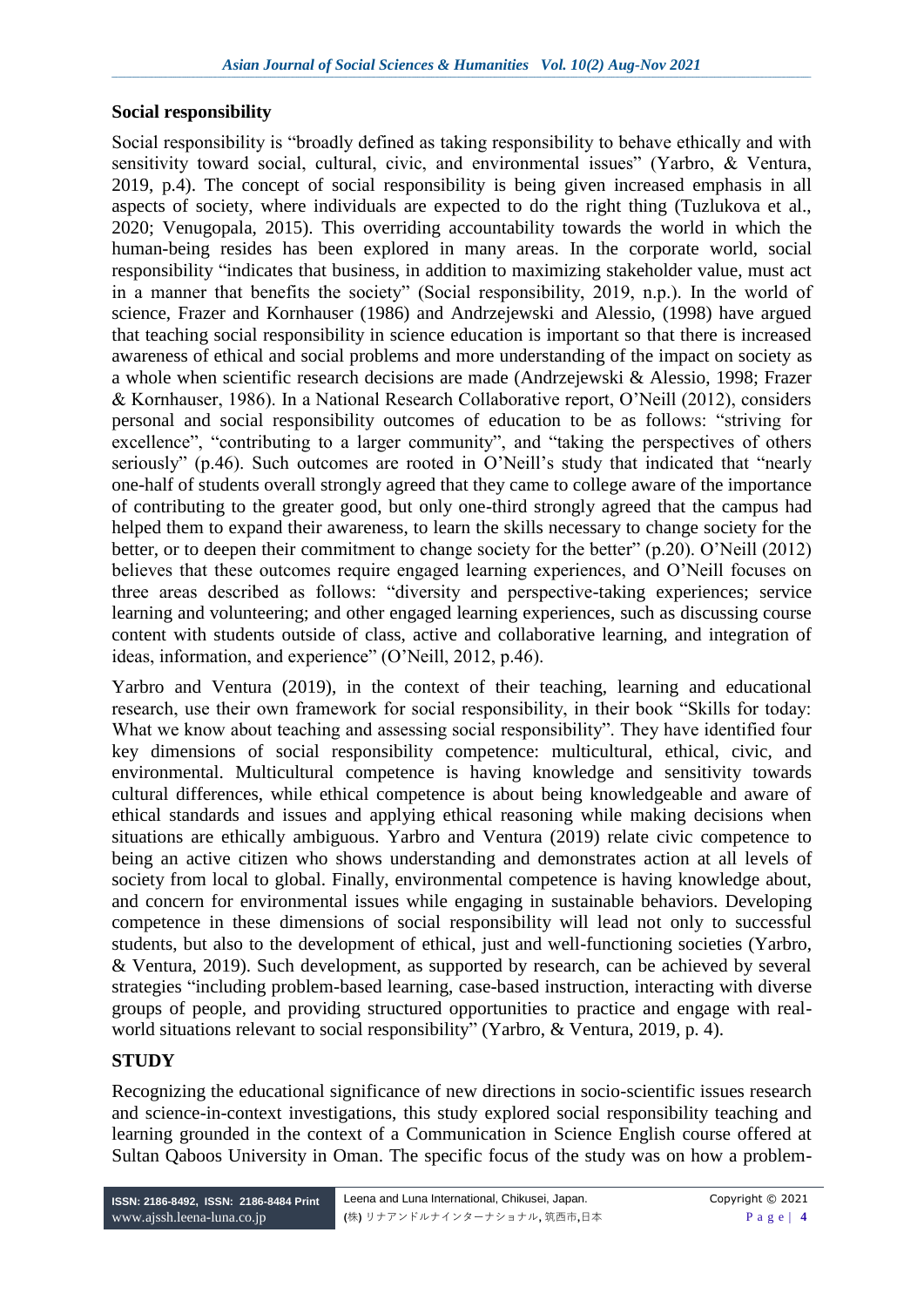## Social responsibility

Social responsibility is "broadly defined as taking responsibility to behave ethically and with sensitivity toward social, cultural, civic, and environmental issues" (Yarbro, & Ventura, 2019, p.4). The concept of social responsibility is being given increased emphasis in all aspects of society, where individuals are expected to do the right thing (Tuzlukova et al., 2020; Venugopala, 2015). This overriding accountability towards the world in which the human-being resides has been explored in many areas. In the corporate world, social responsibility "indicates that business, in addition to maximizing stakeholder value, must act in a manner that benefits the society" (Social responsibility, 2019, n.p.). In the world of science, Frazer and Kornhauser (1986) and Andrzejewski and Alessio, (1998) have argued that teaching social responsibility in science education is important so that there is increased awareness of ethical and social problems and more understanding of the impact on society as a whole when scientific research decisions are made (Andrzejewski & Alessio, 1998; Frazer & Kornhauser, 1986). In a National Research Collaborative report, O'Neill (2012), considers personal and social responsibility outcomes of education to be as follows: "striving for excellence", "contributing to a larger community", and "taking the perspectives of others seriously" (p.46). Such outcomes are rooted in O'Neill's study that indicated that "nearly one-half of students overall strongly agreed that they came to college aware of the importance of contributing to the greater good, but only one-third strongly agreed that the campus had helped them to expand their awareness, to learn the skills necessary to change society for the better, or to deepen their commitment to change society for the better" (p.20). O'Neill (2012) believes that these outcomes require engaged learning experiences, and O'Neill focuses on three areas described as follows: "diversity and perspective-taking experiences; service learning and volunteering; and other engaged learning experiences, such as discussing course content with students outside of class, active and collaborative learning, and integration of ideas, information, and experience" (O'Neill, 2012, p.46).

Yarbro and Ventura (2019), in the context of their teaching, learning and educational research, use their own framework for social responsibility, in their book "Skills for today: What we know about teaching and assessing social responsibility". They have identified four key dimensions of social responsibility competence: multicultural, ethical, civic, and environmental. Multicultural competence is having knowledge and sensitivity towards cultural differences, while ethical competence is about being knowledgeable and aware of ethical standards and issues and applying ethical reasoning while making decisions when situations are ethically ambiguous. Yarbro and Ventura (2019) relate civic competence to being an active citizen who shows understanding and demonstrates action at all levels of society from local to global. Finally, environmental competence is having knowledge about, and concern for environmental issues while engaging in sustainable behaviors. Developing competence in these dimensions of social responsibility will lead not only to successful students, but also to the development of ethical, just and well-functioning societies (Yarbro, & Ventura, 2019). Such development, as supported by research, can be achieved by several strategies "including problem-based learning, case-based instruction, interacting with diverse groups of people, and providing structured opportunities to practice and engage with real-world situations relevant to social responsibility" (Yarbro, & Ventura, 2019, p. 4).

## STUDY

Recognizing the educational significance of new directions in socio-scientific issues research and science-in-context investigations, this study explored social responsibility teaching and learning grounded in the context of a Communication in Science English course offered at Sultan Qaboos University in Oman. The specific focus of the study was on how a problem-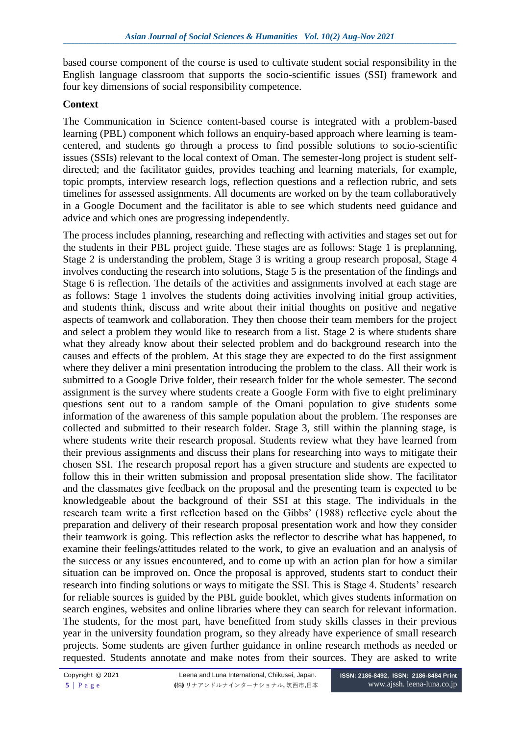based course component of the course is used to cultivate student social responsibility in the English language classroom that supports the socio-scientific issues (SSI) framework and four key dimensions of social responsibility competence.

## Context

The Communication in Science content-based course is integrated with a problem-based learning (PBL) component which follows an enquiry-based approach where learning is team-centered, and students go through a process to find possible solutions to socio-scientific issues (SSIs) relevant to the local context of Oman. The semester-long project is student self-directed; and the facilitator guides, provides teaching and learning materials, for example, topic prompts, interview research logs, reflection questions and a reflection rubric, and sets timelines for assessed assignments. All documents are worked on by the team collaboratively in a Google Document and the facilitator is able to see which students need guidance and advice and which ones are progressing independently.

The process includes planning, researching and reflecting with activities and stages set out for the students in their PBL project guide. These stages are as follows: Stage 1 is preplanning, Stage 2 is understanding the problem, Stage 3 is writing a group research proposal, Stage 4 involves conducting the research into solutions, Stage 5 is the presentation of the findings and Stage 6 is reflection. The details of the activities and assignments involved at each stage are as follows: Stage 1 involves the students doing activities involving initial group activities, and students think, discuss and write about their initial thoughts on positive and negative aspects of teamwork and collaboration. They then choose their team members for the project and select a problem they would like to research from a list. Stage 2 is where students share what they already know about their selected problem and do background research into the causes and effects of the problem. At this stage they are expected to do the first assignment where they deliver a mini presentation introducing the problem to the class. All their work is submitted to a Google Drive folder, their research folder for the whole semester. The second assignment is the survey where students create a Google Form with five to eight preliminary questions sent out to a random sample of the Omani population to give students some information of the awareness of this sample population about the problem. The responses are collected and submitted to their research folder. Stage 3, still within the planning stage, is where students write their research proposal. Students review what they have learned from their previous assignments and discuss their plans for researching into ways to mitigate their chosen SSI. The research proposal report has a given structure and students are expected to follow this in their written submission and proposal presentation slide show. The facilitator and the classmates give feedback on the proposal and the presenting team is expected to be knowledgeable about the background of their SSI at this stage. The individuals in the research team write a first reflection based on the Gibbs' (1988) reflective cycle about the preparation and delivery of their research proposal presentation work and how they consider their teamwork is going. This reflection asks the reflector to describe what has happened, to examine their feelings/attitudes related to the work, to give an evaluation and an analysis of the success or any issues encountered, and to come up with an action plan for how a similar situation can be improved on. Once the proposal is approved, students start to conduct their research into finding solutions or ways to mitigate the SSI. This is Stage 4. Students' research for reliable sources is guided by the PBL guide booklet, which gives students information on search engines, websites and online libraries where they can search for relevant information. The students, for the most part, have benefitted from study skills classes in their previous year in the university foundation program, so they already have experience of small research projects. Some students are given further guidance in online research methods as needed or requested. Students annotate and make notes from their sources. They are asked to write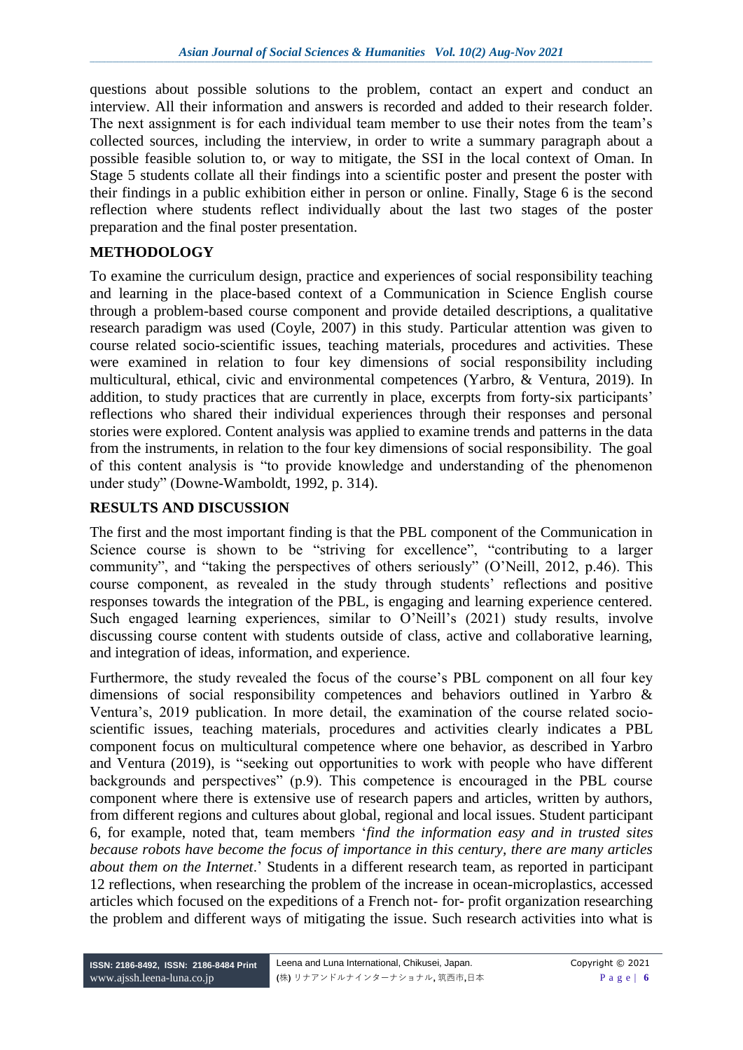questions about possible solutions to the problem, contact an expert and conduct an interview. All their information and answers is recorded and added to their research folder. The next assignment is for each individual team member to use their notes from the team's collected sources, including the interview, in order to write a summary paragraph about a possible feasible solution to, or way to mitigate, the SSI in the local context of Oman. In Stage 5 students collate all their findings into a scientific poster and present the poster with their findings in a public exhibition either in person or online. Finally, Stage 6 is the second reflection where students reflect individually about the last two stages of the poster preparation and the final poster presentation.

## METHODOLOGY

To examine the curriculum design, practice and experiences of social responsibility teaching and learning in the place-based context of a Communication in Science English course through a problem-based course component and provide detailed descriptions, a qualitative research paradigm was used (Coyle, 2007) in this study. Particular attention was given to course related socio-scientific issues, teaching materials, procedures and activities. These were examined in relation to four key dimensions of social responsibility including multicultural, ethical, civic and environmental competences (Yarbro, & Ventura, 2019). In addition, to study practices that are currently in place, excerpts from forty-six participants' reflections who shared their individual experiences through their responses and personal stories were explored. Content analysis was applied to examine trends and patterns in the data from the instruments, in relation to the four key dimensions of social responsibility. The goal of this content analysis is "to provide knowledge and understanding of the phenomenon under study" (Downe-Wamboldt, 1992, p. 314).

## RESULTS AND DISCUSSION

The first and the most important finding is that the PBL component of the Communication in Science course is shown to be "striving for excellence", "contributing to a larger community", and "taking the perspectives of others seriously" (O'Neill, 2012, p.46). This course component, as revealed in the study through students' reflections and positive responses towards the integration of the PBL, is engaging and learning experience centered. Such engaged learning experiences, similar to O'Neill's (2021) study results, involve discussing course content with students outside of class, active and collaborative learning, and integration of ideas, information, and experience.

Furthermore, the study revealed the focus of the course's PBL component on all four key dimensions of social responsibility competences and behaviors outlined in Yarbro & Ventura's, 2019 publication. In more detail, the examination of the course related socio-scientific issues, teaching materials, procedures and activities clearly indicates a PBL component focus on multicultural competence where one behavior, as described in Yarbro and Ventura (2019), is "seeking out opportunities to work with people who have different backgrounds and perspectives" (p.9). This competence is encouraged in the PBL course component where there is extensive use of research papers and articles, written by authors, from different regions and cultures about global, regional and local issues. Student participant 6, for example, noted that, team members '*find the information easy and in trusted sites because robots have become the focus of importance in this century, there are many articles about them on the Internet*.' Students in a different research team, as reported in participant 12 reflections, when researching the problem of the increase in ocean-microplastics, accessed articles which focused on the expeditions of a French not- for- profit organization researching the problem and different ways of mitigating the issue. Such research activities into what is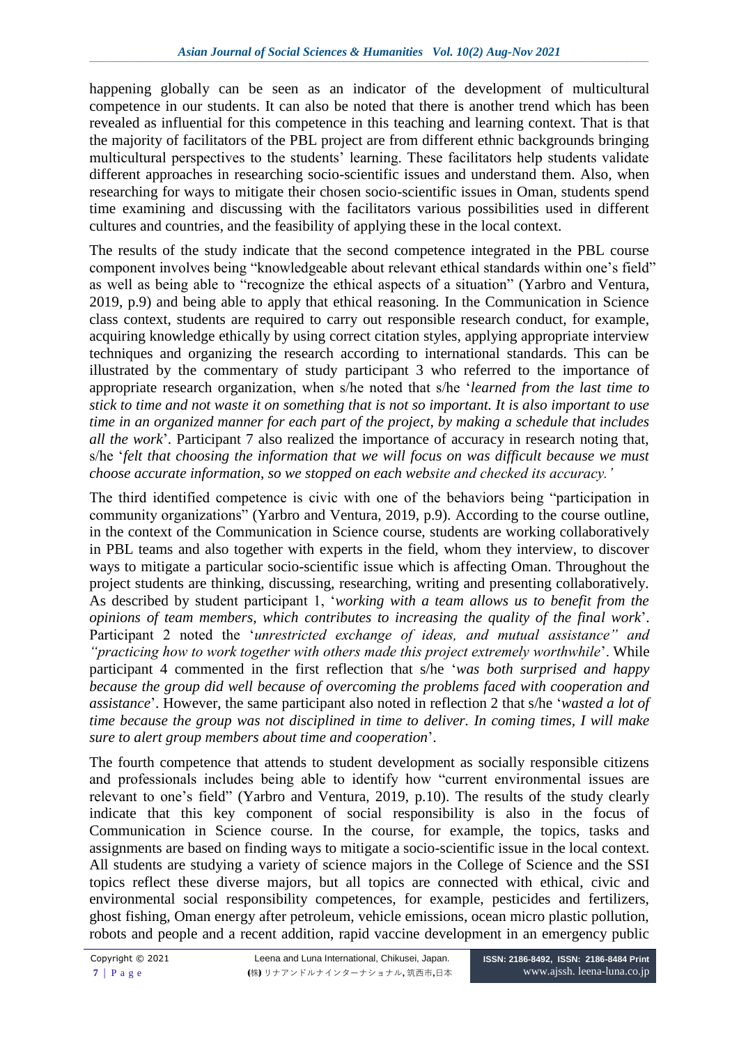happening globally can be seen as an indicator of the development of multicultural competence in our students. It can also be noted that there is another trend which has been revealed as influential for this competence in this teaching and learning context. That is that the majority of facilitators of the PBL project are from different ethnic backgrounds bringing multicultural perspectives to the students' learning. These facilitators help students validate different approaches in researching socio-scientific issues and understand them. Also, when researching for ways to mitigate their chosen socio-scientific issues in Oman, students spend time examining and discussing with the facilitators various possibilities used in different cultures and countries, and the feasibility of applying these in the local context.

The results of the study indicate that the second competence integrated in the PBL course component involves being "knowledgeable about relevant ethical standards within one's field" as well as being able to "recognize the ethical aspects of a situation" (Yarbro and Ventura, 2019, p.9) and being able to apply that ethical reasoning. In the Communication in Science class context, students are required to carry out responsible research conduct, for example, acquiring knowledge ethically by using correct citation styles, applying appropriate interview techniques and organizing the research according to international standards. This can be illustrated by the commentary of study participant 3 who referred to the importance of appropriate research organization, when s/he noted that s/he '*learned from the last time to stick to time and not waste it on something that is not so important. It is also important to use time in an organized manner for each part of the project, by making a schedule that includes all the work*'. Participant 7 also realized the importance of accuracy in research noting that, s/he '*felt that choosing the information that we will focus on was difficult because we must choose accurate information, so we stopped on each website and checked its accuracy.'*

The third identified competence is civic with one of the behaviors being "participation in community organizations" (Yarbro and Ventura, 2019, p.9). According to the course outline, in the context of the Communication in Science course, students are working collaboratively in PBL teams and also together with experts in the field, whom they interview, to discover ways to mitigate a particular socio-scientific issue which is affecting Oman. Throughout the project students are thinking, discussing, researching, writing and presenting collaboratively. As described by student participant 1, '*working with a team allows us to benefit from the opinions of team members, which contributes to increasing the quality of the final work*'. Participant 2 noted the '*unrestricted exchange of ideas, and mutual assistance" and "practicing how to work together with others made this project extremely worthwhile*'. While participant 4 commented in the first reflection that s/he '*was both surprised and happy because the group did well because of overcoming the problems faced with cooperation and assistance*'. However, the same participant also noted in reflection 2 that s/he '*wasted a lot of time because the group was not disciplined in time to deliver. In coming times, I will make sure to alert group members about time and cooperation*'.

The fourth competence that attends to student development as socially responsible citizens and professionals includes being able to identify how "current environmental issues are relevant to one's field" (Yarbro and Ventura, 2019, p.10). The results of the study clearly indicate that this key component of social responsibility is also in the focus of Communication in Science course. In the course, for example, the topics, tasks and assignments are based on finding ways to mitigate a socio-scientific issue in the local context. All students are studying a variety of science majors in the College of Science and the SSI topics reflect these diverse majors, but all topics are connected with ethical, civic and environmental social responsibility competences, for example, pesticides and fertilizers, ghost fishing, Oman energy after petroleum, vehicle emissions, ocean micro plastic pollution, robots and people and a recent addition, rapid vaccine development in an emergency public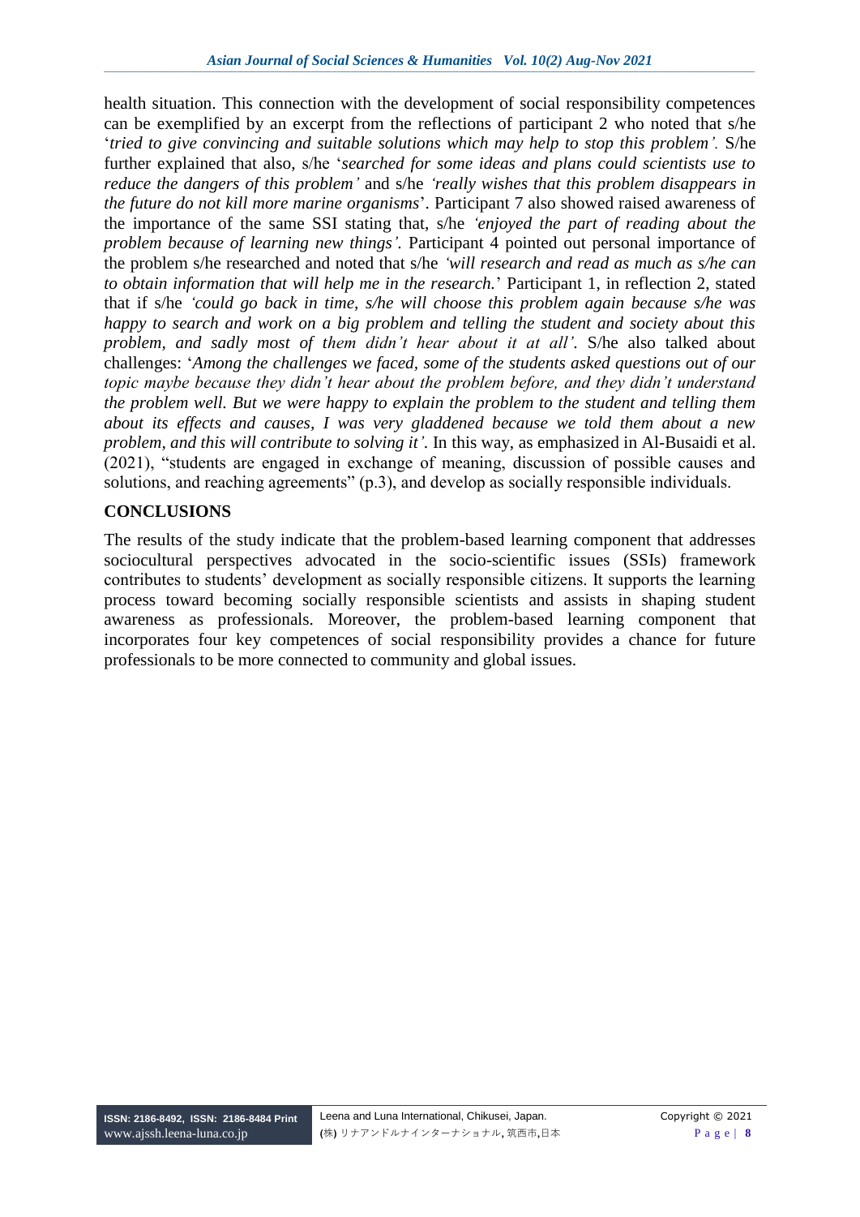health situation. This connection with the development of social responsibility competences can be exemplified by an excerpt from the reflections of participant 2 who noted that s/he '*tried to give convincing and suitable solutions which may help to stop this problem'.* S/he further explained that also, s/he '*searched for some ideas and plans could scientists use to reduce the dangers of this problem'* and s/he *'really wishes that this problem disappears in the future do not kill more marine organisms*'. Participant 7 also showed raised awareness of the importance of the same SSI stating that, s/he *'enjoyed the part of reading about the problem because of learning new things'.* Participant 4 pointed out personal importance of the problem s/he researched and noted that s/he *'will research and read as much as s/he can to obtain information that will help me in the research.*' Participant 1, in reflection 2, stated that if s/he *'could go back in time, s/he will choose this problem again because s/he was happy to search and work on a big problem and telling the student and society about this problem, and sadly most of them didn't hear about it at all'.* S/he also talked about challenges: '*Among the challenges we faced, some of the students asked questions out of our topic maybe because they didn't hear about the problem before, and they didn't understand the problem well. But we were happy to explain the problem to the student and telling them about its effects and causes, I was very gladdened because we told them about a new problem, and this will contribute to solving it'.* In this way, as emphasized in Al-Busaidi et al. (2021), "students are engaged in exchange of meaning, discussion of possible causes and solutions, and reaching agreements" (p.3), and develop as socially responsible individuals.

## CONCLUSIONS

The results of the study indicate that the problem-based learning component that addresses sociocultural perspectives advocated in the socio-scientific issues (SSIs) framework contributes to students' development as socially responsible citizens. It supports the learning process toward becoming socially responsible scientists and assists in shaping student awareness as professionals. Moreover, the problem-based learning component that incorporates four key competences of social responsibility provides a chance for future professionals to be more connected to community and global issues.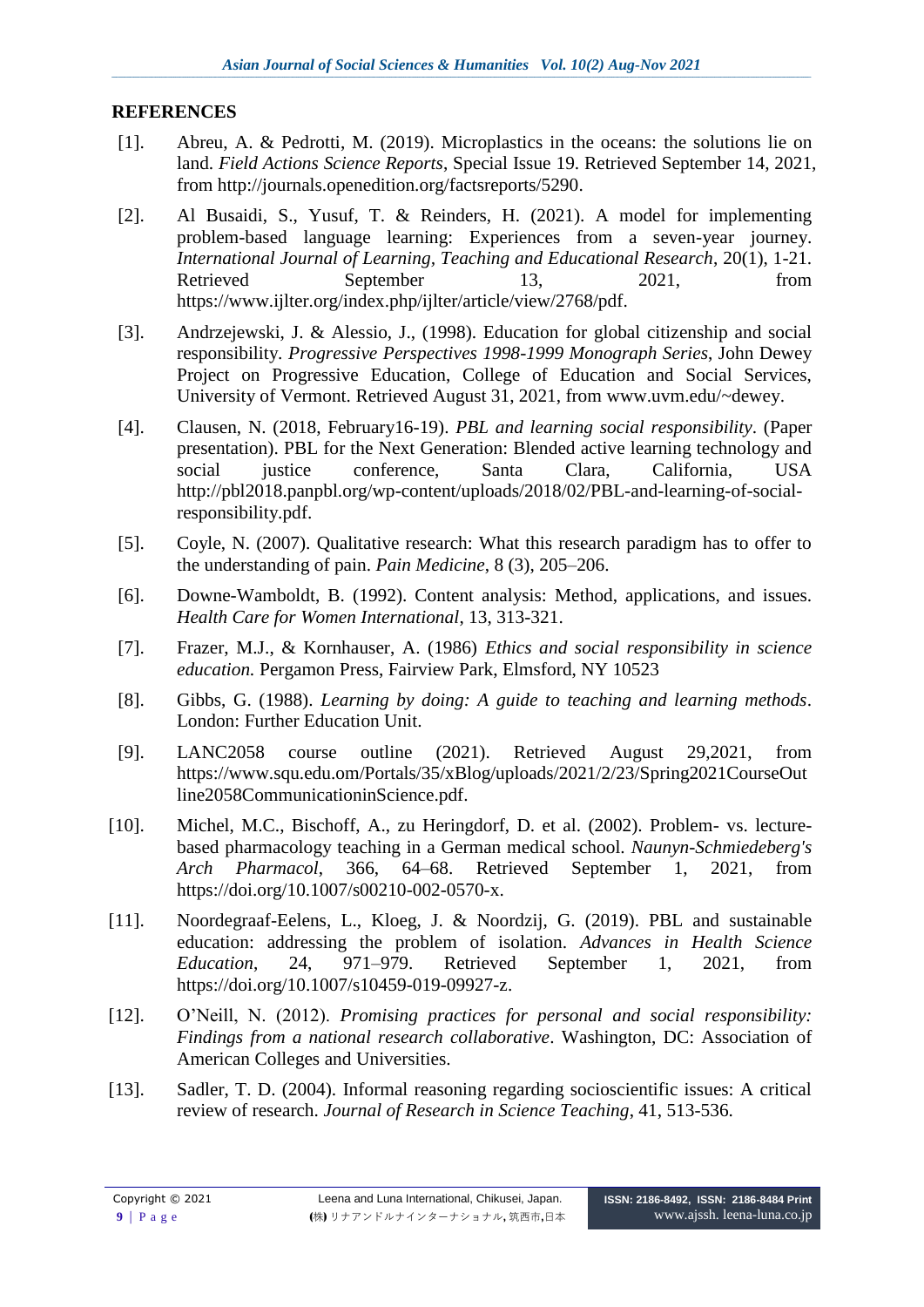## REFERENCES

[1]. Abreu, A. & Pedrotti, M. (2019). Microplastics in the oceans: the solutions lie on land. *Field Actions Science Reports*, Special Issue 19. Retrieved September 14, 2021, from http://journals.openedition.org/factsreports/5290.

[2]. Al Busaidi, S., Yusuf, T. & Reinders, H. (2021). A model for implementing problem-based language learning: Experiences from a seven-year journey. *International Journal of Learning, Teaching and Educational Research*, 20(1), 1-21. Retrieved September 13, 2021, from https://www.ijlter.org/index.php/ijlter/article/view/2768/pdf.

[3]. Andrzejewski, J. & Alessio, J., (1998). Education for global citizenship and social responsibility. *Progressive Perspectives 1998-1999 Monograph Series*, John Dewey Project on Progressive Education, College of Education and Social Services, University of Vermont. Retrieved August 31, 2021, from www.uvm.edu/~dewey.

[4]. Clausen, N. (2018, February16-19). *PBL and learning social responsibility*. (Paper presentation). PBL for the Next Generation: Blended active learning technology and social justice conference, Santa Clara, California, USA http://pbl2018.panpbl.org/wp-content/uploads/2018/02/PBL-and-learning-of-social-responsibility.pdf.

[5]. Coyle, N. (2007). Qualitative research: What this research paradigm has to offer to the understanding of pain. *Pain Medicine*, 8 (3), 205–206.

[6]. Downe-Wamboldt, B. (1992). Content analysis: Method, applications, and issues. *Health Care for Women International*, 13, 313-321.

[7]. Frazer, M.J., & Kornhauser, A. (1986) *Ethics and social responsibility in science education.* Pergamon Press, Fairview Park, Elmsford, NY 10523

[8]. Gibbs, G. (1988). *Learning by doing: A guide to teaching and learning methods*. London: Further Education Unit.

[9]. LANC2058 course outline (2021). Retrieved August 29,2021, from https://www.squ.edu.om/Portals/35/xBlog/uploads/2021/2/23/Spring2021CourseOutline2058CommunicationinScience.pdf.

[10]. Michel, M.C., Bischoff, A., zu Heringdorf, D. et al. (2002). Problem- vs. lecture-based pharmacology teaching in a German medical school. *Naunyn-Schmiedeberg's Arch Pharmacol*, 366, 64–68. Retrieved September 1, 2021, from https://doi.org/10.1007/s00210-002-0570-x.

[11]. Noordegraaf-Eelens, L., Kloeg, J. & Noordzij, G. (2019). PBL and sustainable education: addressing the problem of isolation. *Advances in Health Science Education*, 24, 971–979. Retrieved September 1, 2021, from https://doi.org/10.1007/s10459-019-09927-z.

[12]. O'Neill, N. (2012). *Promising practices for personal and social responsibility: Findings from a national research collaborative*. Washington, DC: Association of American Colleges and Universities.

[13]. Sadler, T. D. (2004). Informal reasoning regarding socioscientific issues: A critical review of research. *Journal of Research in Science Teaching*, 41, 513-536.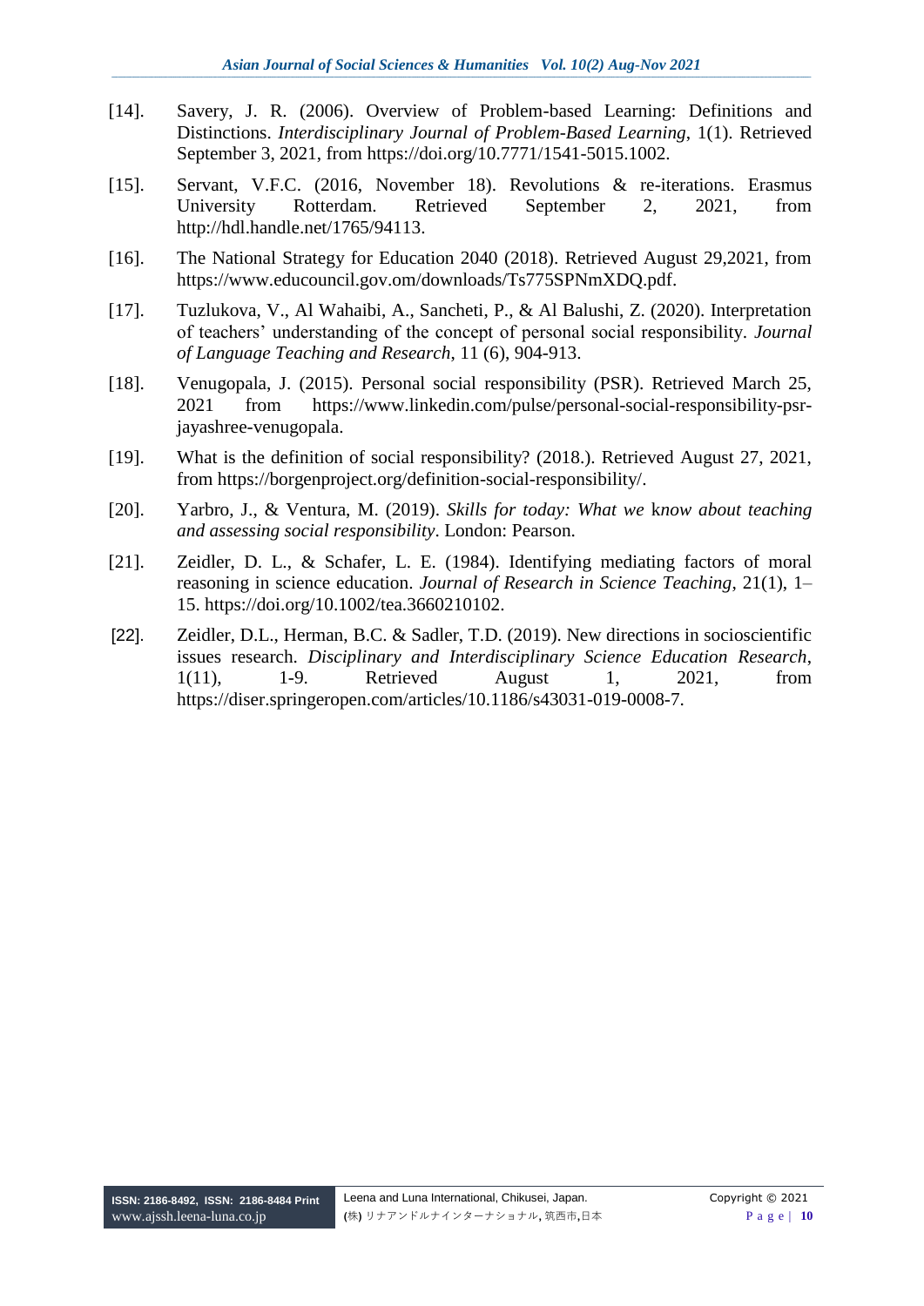[14]. Savery, J. R. (2006). Overview of Problem-based Learning: Definitions and Distinctions. *Interdisciplinary Journal of Problem-Based Learning*, 1(1). Retrieved September 3, 2021, from https://doi.org/10.7771/1541-5015.1002.

[15]. Servant, V.F.C. (2016, November 18). Revolutions & re-iterations. Erasmus University Rotterdam. Retrieved September 2, 2021, from http://hdl.handle.net/1765/94113.

[16]. The National Strategy for Education 2040 (2018). Retrieved August 29,2021, from https://www.educouncil.gov.om/downloads/Ts775SPNmXDQ.pdf.

[17]. Tuzlukova, V., Al Wahaibi, A., Sancheti, P., & Al Balushi, Z. (2020). Interpretation of teachers' understanding of the concept of personal social responsibility. *Journal of Language Teaching and Research*, 11 (6), 904-913.

[18]. Venugopala, J. (2015). Personal social responsibility (PSR). Retrieved March 25, 2021 from https://www.linkedin.com/pulse/personal-social-responsibility-psr-jayashree-venugopala.

[19]. What is the definition of social responsibility? (2018.). Retrieved August 27, 2021, from https://borgenproject.org/definition-social-responsibility/.

[20]. Yarbro, J., & Ventura, M. (2019). *Skills for today: What we know about teaching and assessing social responsibility*. London: Pearson.

[21]. Zeidler, D. L., & Schafer, L. E. (1984). Identifying mediating factors of moral reasoning in science education. *Journal of Research in Science Teaching*, 21(1), 1–15. https://doi.org/10.1002/tea.3660210102.

[22]. Zeidler, D.L., Herman, B.C. & Sadler, T.D. (2019). New directions in socioscientific issues research. *Disciplinary and Interdisciplinary Science Education Research*, 1(11), 1-9. Retrieved August 1, 2021, from https://diser.springeropen.com/articles/10.1186/s43031-019-0008-7.